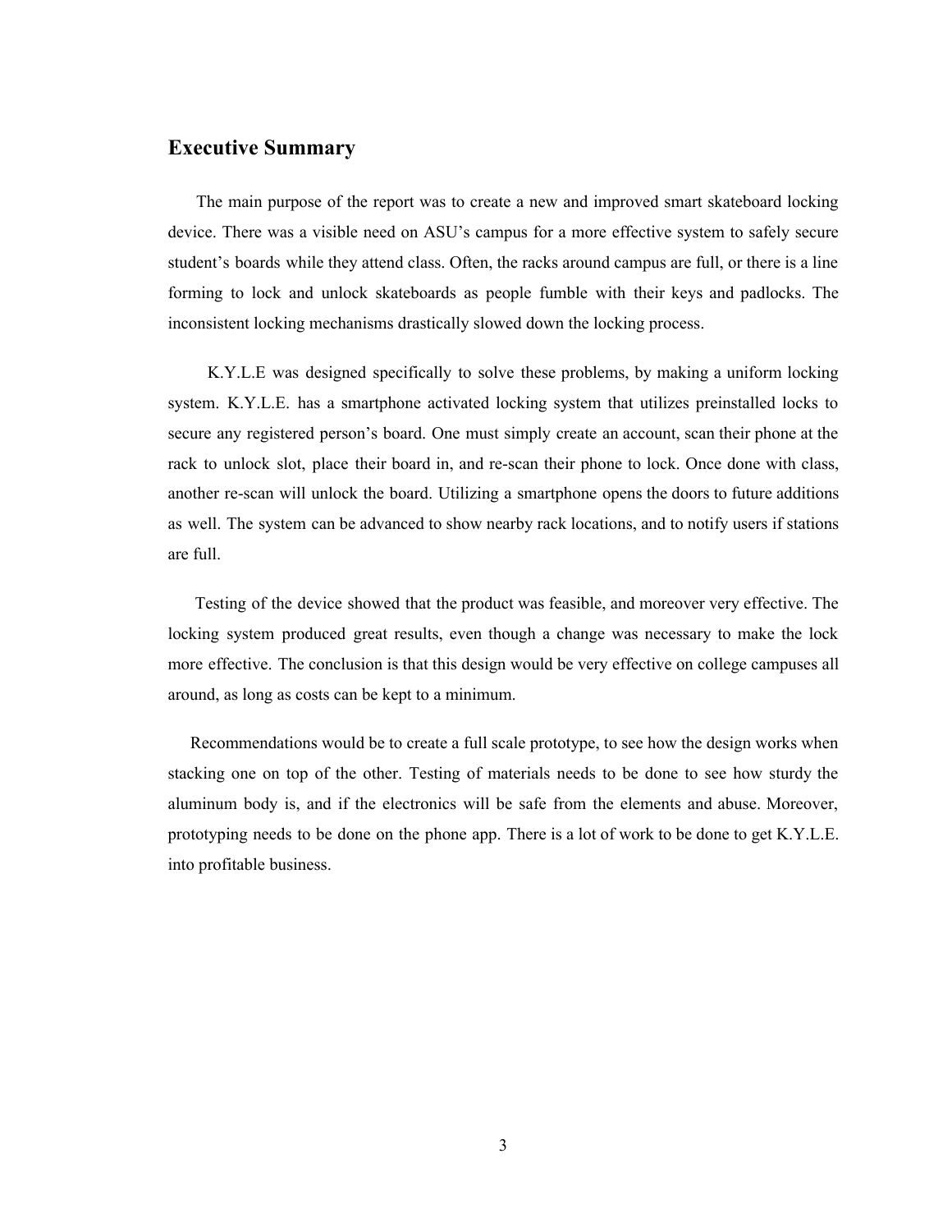## Executive Summary

The main purpose of the report was to create a new and improved smart skateboard locking device. There was a visible need on ASU's campus for a more effective system to safely secure student's boards while they attend class. Often, the racks around campus are full, or there is a line forming to lock and unlock skateboards as people fumble with their keys and padlocks. The inconsistent locking mechanisms drastically slowed down the locking process.

K.Y.L.E was designed specifically to solve these problems, by making a uniform locking system. K.Y.L.E. has a smartphone activated locking system that utilizes preinstalled locks to secure any registered person's board. One must simply create an account, scan their phone at the rack to unlock slot, place their board in, and re-scan their phone to lock. Once done with class, another re-scan will unlock the board. Utilizing a smartphone opens the doors to future additions as well. The system can be advanced to show nearby rack locations, and to notify users if stations are full.

Testing of the device showed that the product was feasible, and moreover very effective. The locking system produced great results, even though a change was necessary to make the lock more effective. The conclusion is that this design would be very effective on college campuses all around, as long as costs can be kept to a minimum.

Recommendations would be to create a full scale prototype, to see how the design works when stacking one on top of the other. Testing of materials needs to be done to see how sturdy the aluminum body is, and if the electronics will be safe from the elements and abuse. Moreover, prototyping needs to be done on the phone app. There is a lot of work to be done to get K.Y.L.E. into profitable business.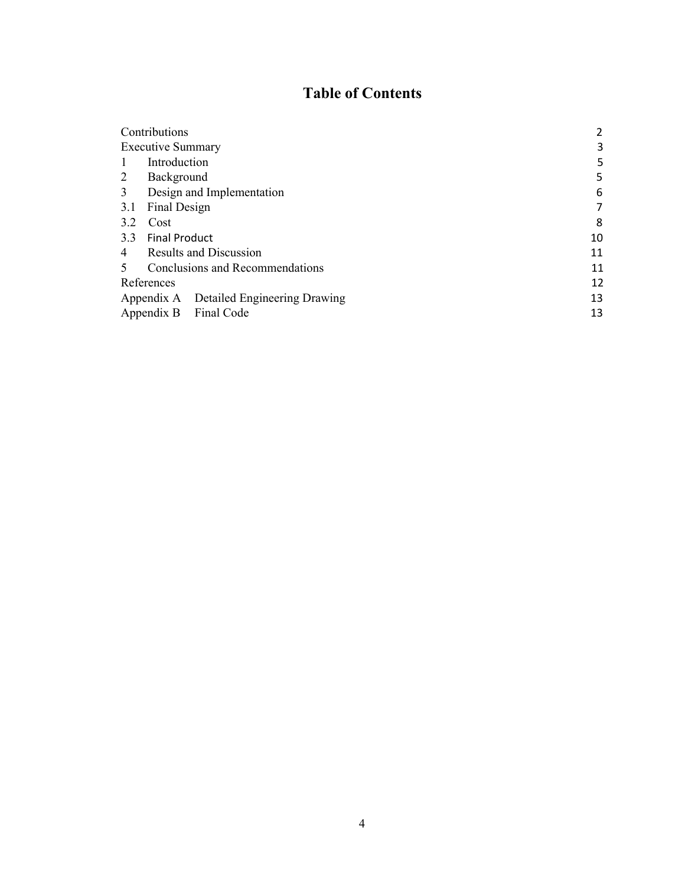# Table of Contents

| | |
|---|---|
| Contributions | 2 |
| Executive Summary | 3 |
| 1 Introduction | 5 |
| 2 Background | 5 |
| 3 Design and Implementation | 6 |
| 3.1 Final Design | 7 |
| 3.2 Cost | 8 |
| 3.3 Final Product | 10 |
| 4 Results and Discussion | 11 |
| 5 Conclusions and Recommendations | 11 |
| References | 12 |
| Appendix A Detailed Engineering Drawing | 13 |
| Appendix B Final Code | 13 |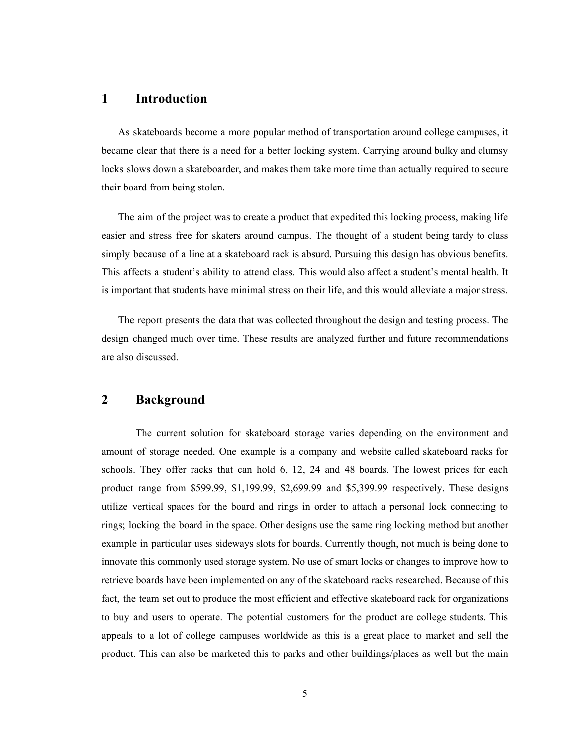# 1 Introduction

As skateboards become a more popular method of transportation around college campuses, it became clear that there is a need for a better locking system. Carrying around bulky and clumsy locks slows down a skateboarder, and makes them take more time than actually required to secure their board from being stolen.

The aim of the project was to create a product that expedited this locking process, making life easier and stress free for skaters around campus. The thought of a student being tardy to class simply because of a line at a skateboard rack is absurd. Pursuing this design has obvious benefits. This affects a student's ability to attend class. This would also affect a student's mental health. It is important that students have minimal stress on their life, and this would alleviate a major stress.

The report presents the data that was collected throughout the design and testing process. The design changed much over time. These results are analyzed further and future recommendations are also discussed.

# 2 Background

The current solution for skateboard storage varies depending on the environment and amount of storage needed. One example is a company and website called skateboard racks for schools. They offer racks that can hold 6, 12, 24 and 48 boards. The lowest prices for each product range from $599.99, $1,199.99, $2,699.99 and $5,399.99 respectively. These designs utilize vertical spaces for the board and rings in order to attach a personal lock connecting to rings; locking the board in the space. Other designs use the same ring locking method but another example in particular uses sideways slots for boards. Currently though, not much is being done to innovate this commonly used storage system. No use of smart locks or changes to improve how to retrieve boards have been implemented on any of the skateboard racks researched. Because of this fact, the team set out to produce the most efficient and effective skateboard rack for organizations to buy and users to operate. The potential customers for the product are college students. This appeals to a lot of college campuses worldwide as this is a great place to market and sell the product. This can also be marketed this to parks and other buildings/places as well but the main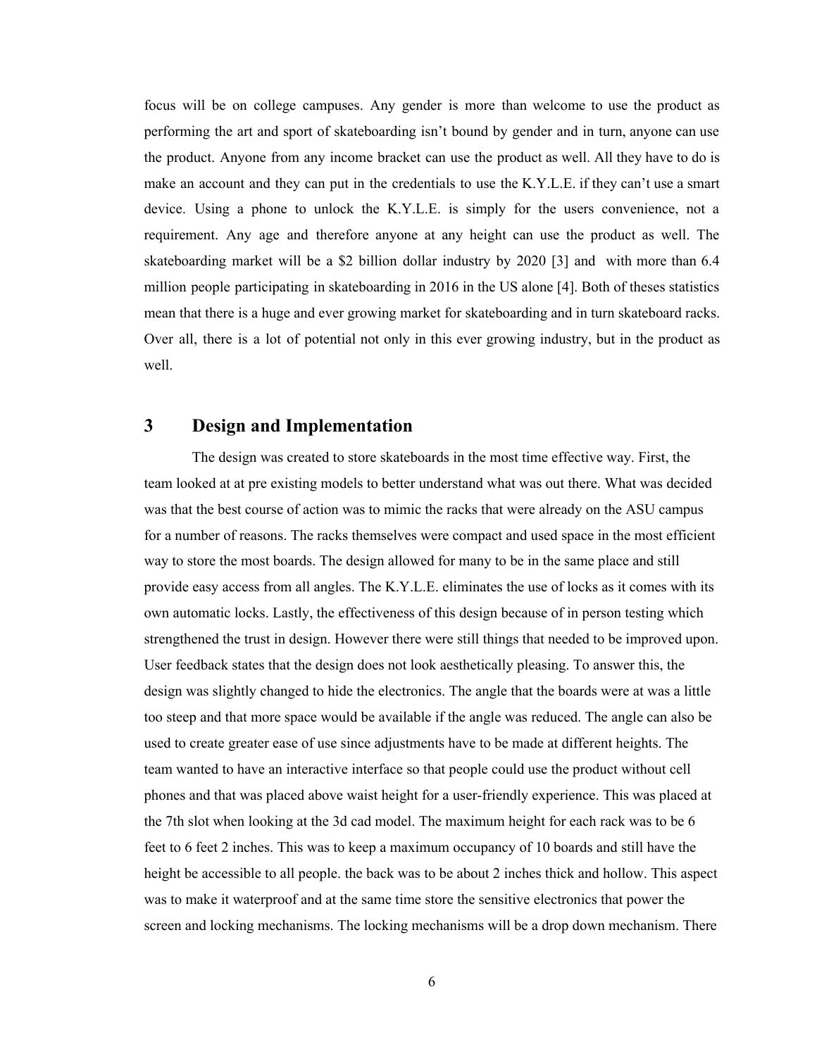focus will be on college campuses. Any gender is more than welcome to use the product as performing the art and sport of skateboarding isn't bound by gender and in turn, anyone can use the product. Anyone from any income bracket can use the product as well. All they have to do is make an account and they can put in the credentials to use the K.Y.L.E. if they can't use a smart device. Using a phone to unlock the K.Y.L.E. is simply for the users convenience, not a requirement. Any age and therefore anyone at any height can use the product as well. The skateboarding market will be a $2 billion dollar industry by 2020 [3] and with more than 6.4 million people participating in skateboarding in 2016 in the US alone [4]. Both of theses statistics mean that there is a huge and ever growing market for skateboarding and in turn skateboard racks. Over all, there is a lot of potential not only in this ever growing industry, but in the product as well.

# 3 Design and Implementation

The design was created to store skateboards in the most time effective way. First, the team looked at at pre existing models to better understand what was out there. What was decided was that the best course of action was to mimic the racks that were already on the ASU campus for a number of reasons. The racks themselves were compact and used space in the most efficient way to store the most boards. The design allowed for many to be in the same place and still provide easy access from all angles. The K.Y.L.E. eliminates the use of locks as it comes with its own automatic locks. Lastly, the effectiveness of this design because of in person testing which strengthened the trust in design. However there were still things that needed to be improved upon. User feedback states that the design does not look aesthetically pleasing. To answer this, the design was slightly changed to hide the electronics. The angle that the boards were at was a little too steep and that more space would be available if the angle was reduced. The angle can also be used to create greater ease of use since adjustments have to be made at different heights. The team wanted to have an interactive interface so that people could use the product without cell phones and that was placed above waist height for a user-friendly experience. This was placed at the 7th slot when looking at the 3d cad model. The maximum height for each rack was to be 6 feet to 6 feet 2 inches. This was to keep a maximum occupancy of 10 boards and still have the height be accessible to all people. the back was to be about 2 inches thick and hollow. This aspect was to make it waterproof and at the same time store the sensitive electronics that power the screen and locking mechanisms. The locking mechanisms will be a drop down mechanism. There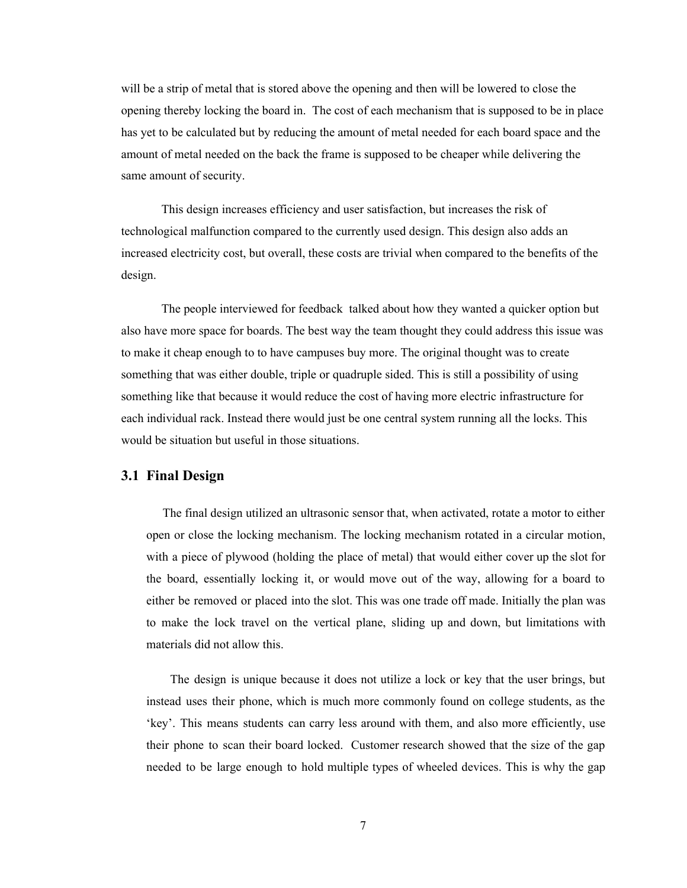will be a strip of metal that is stored above the opening and then will be lowered to close the opening thereby locking the board in. The cost of each mechanism that is supposed to be in place has yet to be calculated but by reducing the amount of metal needed for each board space and the amount of metal needed on the back the frame is supposed to be cheaper while delivering the same amount of security.

This design increases efficiency and user satisfaction, but increases the risk of technological malfunction compared to the currently used design. This design also adds an increased electricity cost, but overall, these costs are trivial when compared to the benefits of the design.

The people interviewed for feedback talked about how they wanted a quicker option but also have more space for boards. The best way the team thought they could address this issue was to make it cheap enough to to have campuses buy more. The original thought was to create something that was either double, triple or quadruple sided. This is still a possibility of using something like that because it would reduce the cost of having more electric infrastructure for each individual rack. Instead there would just be one central system running all the locks. This would be situation but useful in those situations.

## 3.1 Final Design

The final design utilized an ultrasonic sensor that, when activated, rotate a motor to either open or close the locking mechanism. The locking mechanism rotated in a circular motion, with a piece of plywood (holding the place of metal) that would either cover up the slot for the board, essentially locking it, or would move out of the way, allowing for a board to either be removed or placed into the slot. This was one trade off made. Initially the plan was to make the lock travel on the vertical plane, sliding up and down, but limitations with materials did not allow this.

The design is unique because it does not utilize a lock or key that the user brings, but instead uses their phone, which is much more commonly found on college students, as the 'key'. This means students can carry less around with them, and also more efficiently, use their phone to scan their board locked. Customer research showed that the size of the gap needed to be large enough to hold multiple types of wheeled devices. This is why the gap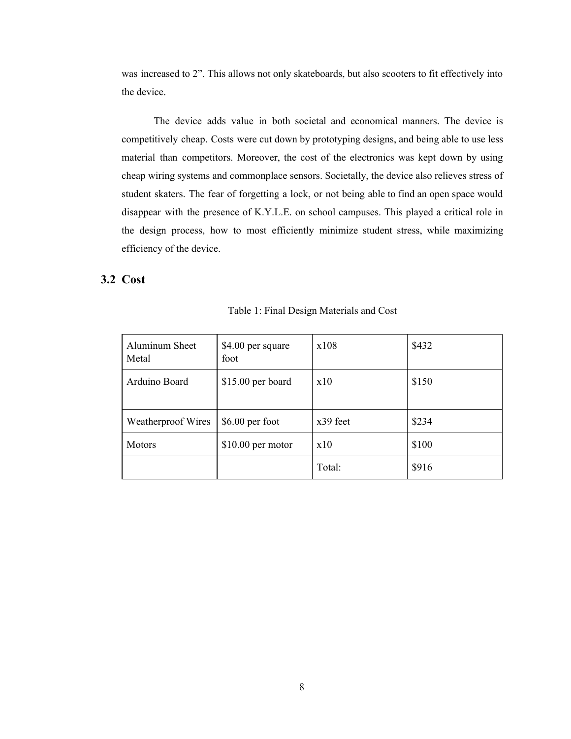was increased to 2”. This allows not only skateboards, but also scooters to fit effectively into the device.

The device adds value in both societal and economical manners. The device is competitively cheap. Costs were cut down by prototyping designs, and being able to use less material than competitors. Moreover, the cost of the electronics was kept down by using cheap wiring systems and commonplace sensors. Societally, the device also relieves stress of student skaters. The fear of forgetting a lock, or not being able to find an open space would disappear with the presence of K.Y.L.E. on school campuses. This played a critical role in the design process, how to most efficiently minimize student stress, while maximizing efficiency of the device.

## 3.2 Cost

Table 1: Final Design Materials and Cost

| | | | |
|---|---|---|---|
| Aluminum Sheet Metal | $4.00 per square foot | x108 | $432 |
| Arduino Board | $15.00 per board | x10 | $150 |
| Weatherproof Wires | $6.00 per foot | x39 feet | $234 |
| Motors | $10.00 per motor | x10 | $100 |
| | | Total: | $916 |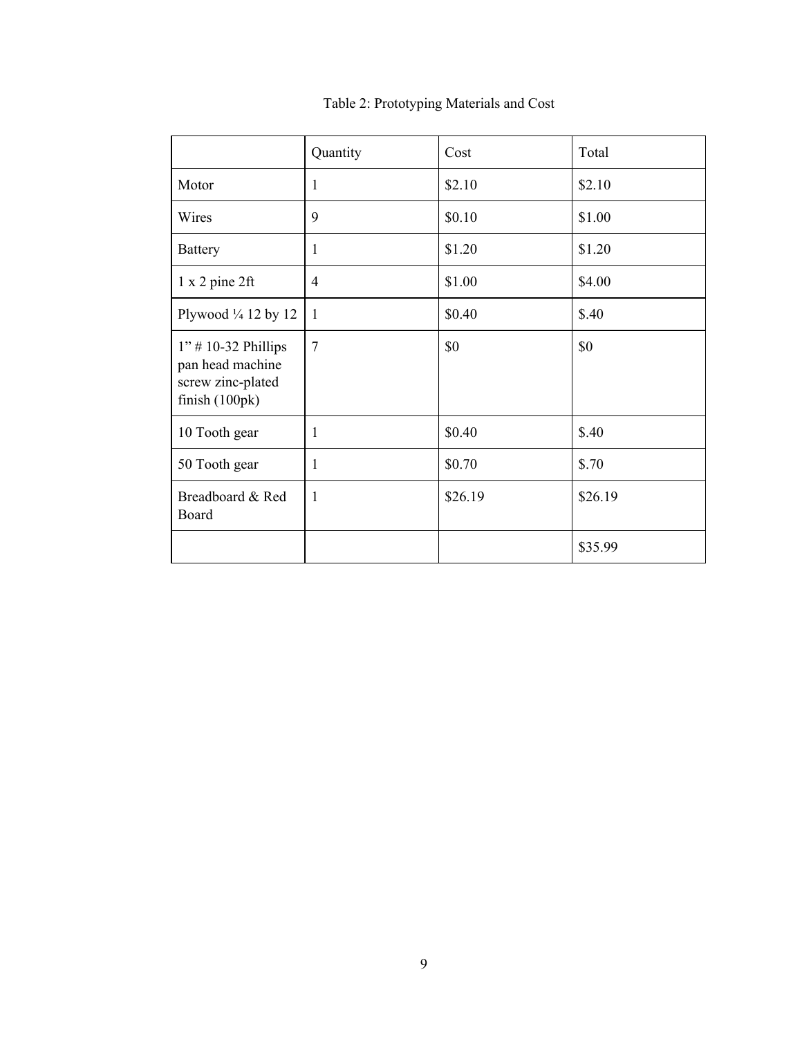Table 2: Prototyping Materials and Cost

| | Quantity | Cost | Total |
|---|---|---|---|
| Motor | 1 | $2.10 | $2.10 |
| Wires | 9 | $0.10 | $1.00 |
| Battery | 1 | $1.20 | $1.20 |
| 1 x 2 pine 2ft | 4 | $1.00 | $4.00 |
| Plywood ¼ 12 by 12 | 1 | $0.40 | $.40 |
| 1” # 10-32 Phillips pan head machine screw zinc-plated finish (100pk) | 7 | $0 | $0 |
| 10 Tooth gear | 1 | $0.40 | $.40 |
| 50 Tooth gear | 1 | $0.70 | $.70 |
| Breadboard & Red Board | 1 | $26.19 | $26.19 |
| | | | $35.99 |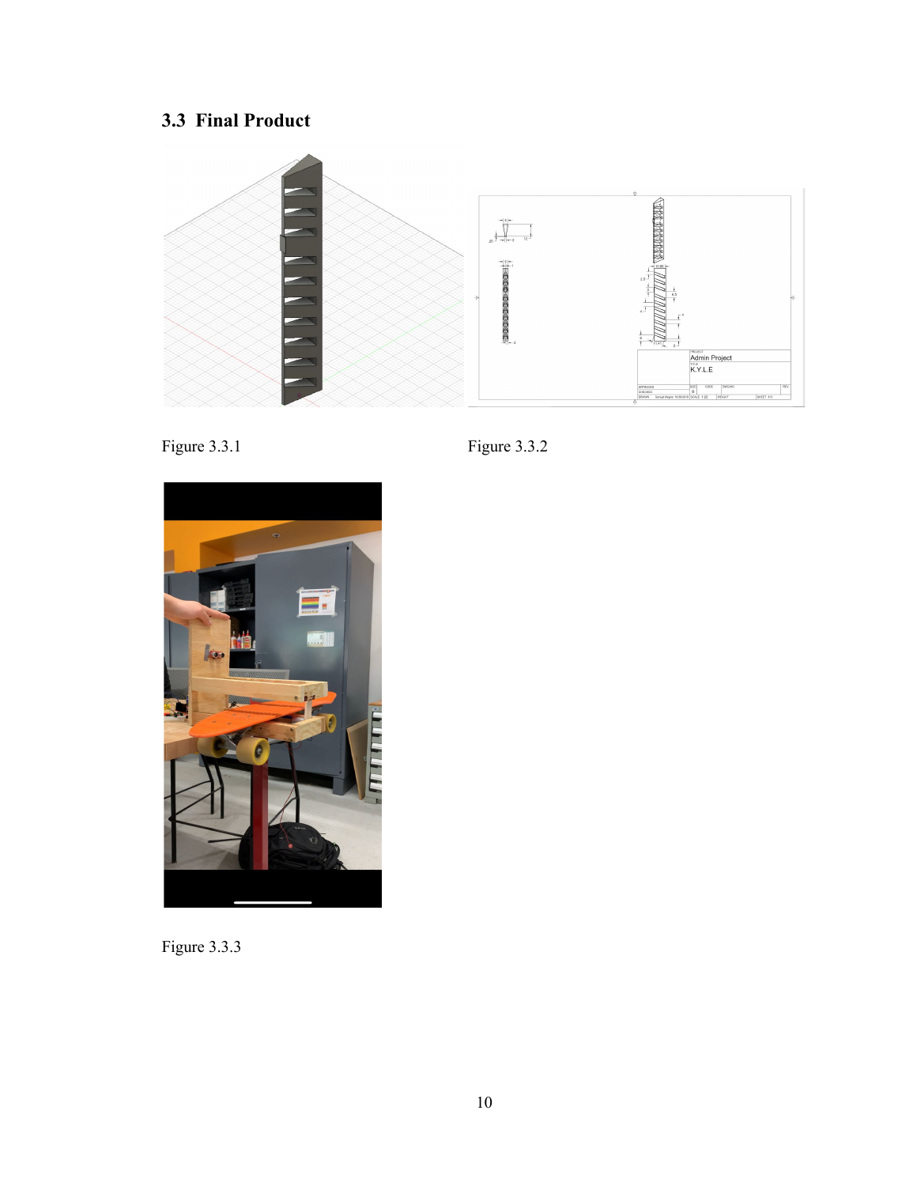## 3.3 Final Product

Figure 3.3.1

Figure 3.3.2

Figure 3.3.3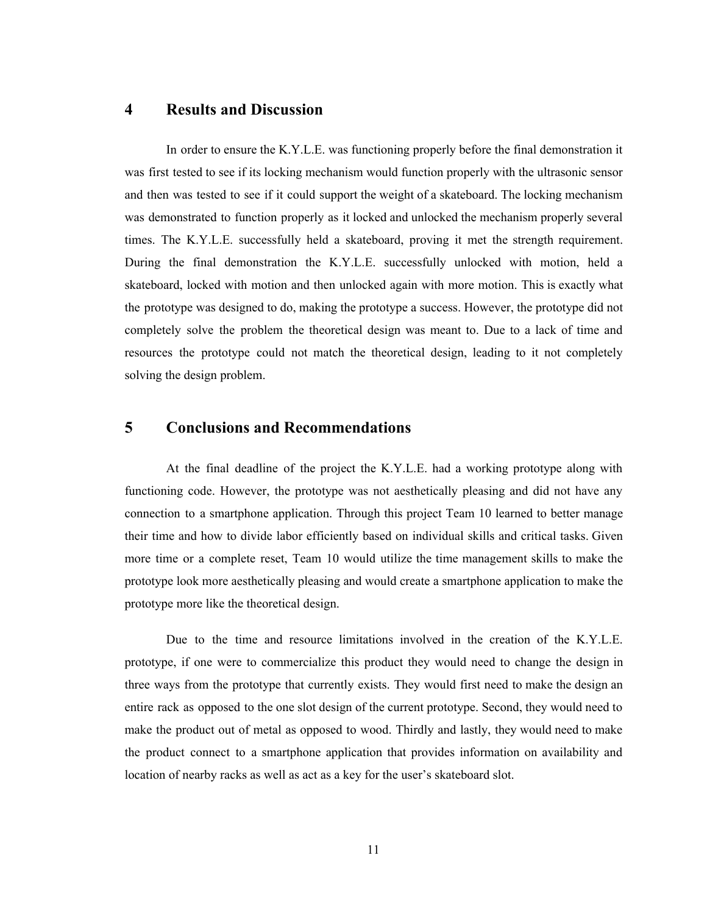## 4 Results and Discussion

In order to ensure the K.Y.L.E. was functioning properly before the final demonstration it was first tested to see if its locking mechanism would function properly with the ultrasonic sensor and then was tested to see if it could support the weight of a skateboard. The locking mechanism was demonstrated to function properly as it locked and unlocked the mechanism properly several times. The K.Y.L.E. successfully held a skateboard, proving it met the strength requirement. During the final demonstration the K.Y.L.E. successfully unlocked with motion, held a skateboard, locked with motion and then unlocked again with more motion. This is exactly what the prototype was designed to do, making the prototype a success. However, the prototype did not completely solve the problem the theoretical design was meant to. Due to a lack of time and resources the prototype could not match the theoretical design, leading to it not completely solving the design problem.

## 5 Conclusions and Recommendations

At the final deadline of the project the K.Y.L.E. had a working prototype along with functioning code. However, the prototype was not aesthetically pleasing and did not have any connection to a smartphone application. Through this project Team 10 learned to better manage their time and how to divide labor efficiently based on individual skills and critical tasks. Given more time or a complete reset, Team 10 would utilize the time management skills to make the prototype look more aesthetically pleasing and would create a smartphone application to make the prototype more like the theoretical design.

Due to the time and resource limitations involved in the creation of the K.Y.L.E. prototype, if one were to commercialize this product they would need to change the design in three ways from the prototype that currently exists. They would first need to make the design an entire rack as opposed to the one slot design of the current prototype. Second, they would need to make the product out of metal as opposed to wood. Thirdly and lastly, they would need to make the product connect to a smartphone application that provides information on availability and location of nearby racks as well as act as a key for the user's skateboard slot.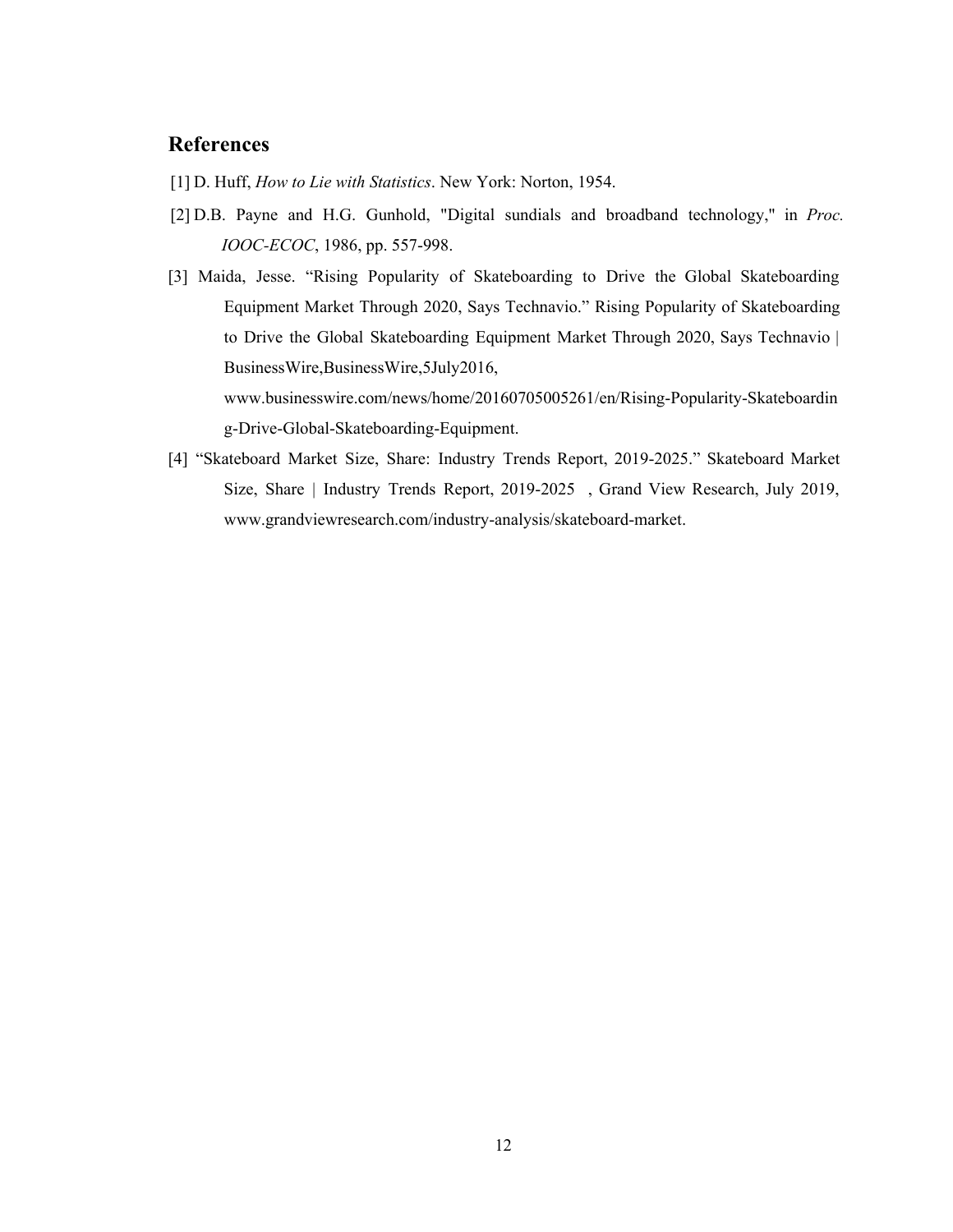## References

[1] D. Huff, *How to Lie with Statistics*. New York: Norton, 1954.

[2] D.B. Payne and H.G. Gunhold, "Digital sundials and broadband technology," in *Proc. IOOC-ECOC*, 1986, pp. 557-998.

[3] Maida, Jesse. “Rising Popularity of Skateboarding to Drive the Global Skateboarding Equipment Market Through 2020, Says Technavio.” Rising Popularity of Skateboarding to Drive the Global Skateboarding Equipment Market Through 2020, Says Technavio | BusinessWire,BusinessWire,5July2016, www.businesswire.com/news/home/20160705005261/en/Rising-Popularity-Skateboarding-Drive-Global-Skateboarding-Equipment.

[4] “Skateboard Market Size, Share: Industry Trends Report, 2019-2025.” Skateboard Market Size, Share | Industry Trends Report, 2019-2025 , Grand View Research, July 2019, www.grandviewresearch.com/industry-analysis/skateboard-market.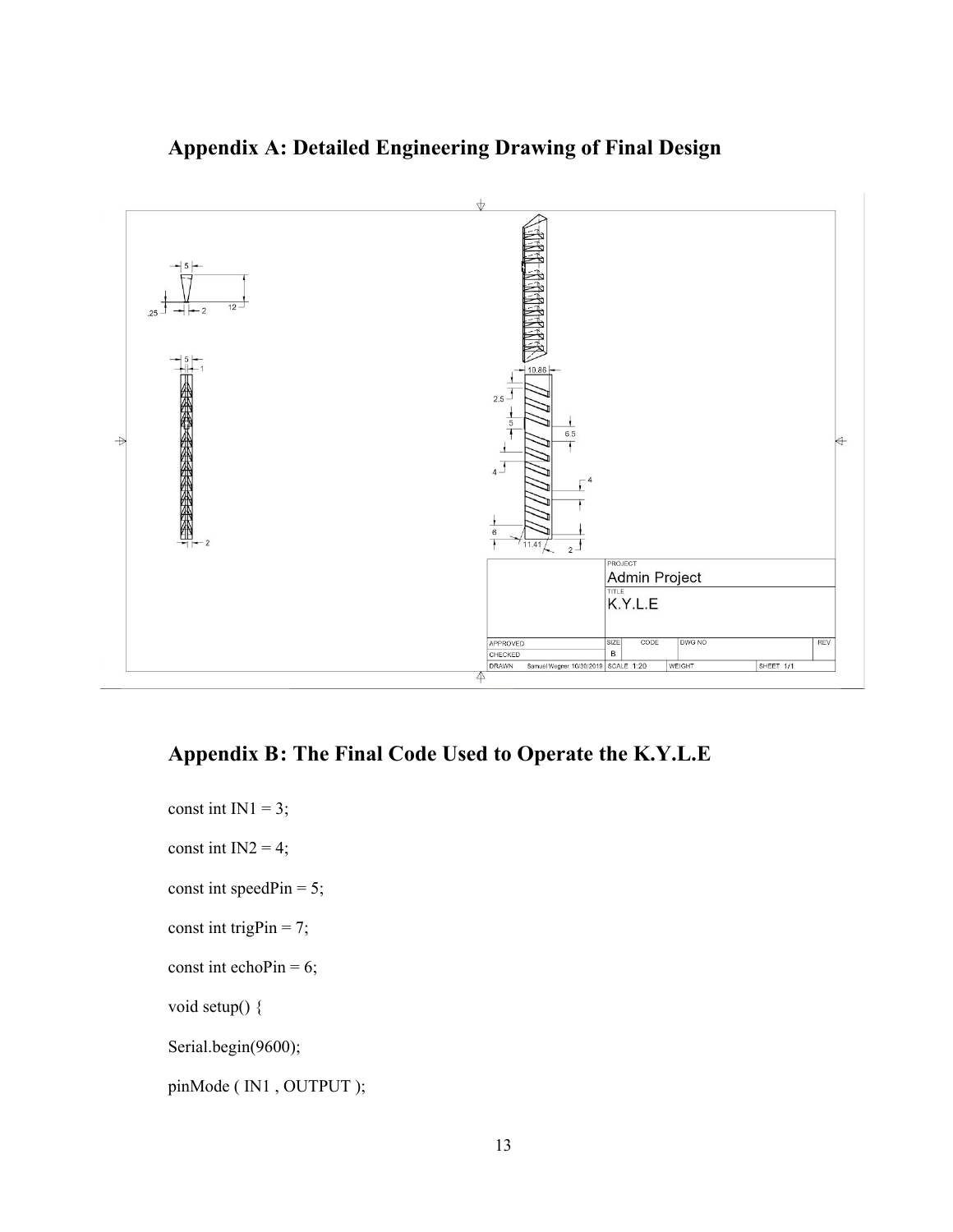## Appendix A: Detailed Engineering Drawing of Final Design

PROJECT
Admin Project
TITLE
K.Y.L.E

| APPROVED | SIZE | CODE | DWG NO | REV |
|---|---|---|---|---|
| CHECKED | B | | | |
| DRAWN Samuel Wegner 10/30/2019 | SCALE 1:20 | WEIGHT | | SHEET 1/1 |

## Appendix B: The Final Code Used to Operate the K.Y.L.E

```
const int IN1 = 3;

const int IN2 = 4;

const int speedPin = 5;

const int trigPin = 7;

const int echoPin = 6;

void setup() {

Serial.begin(9600);

pinMode ( IN1 , OUTPUT );
```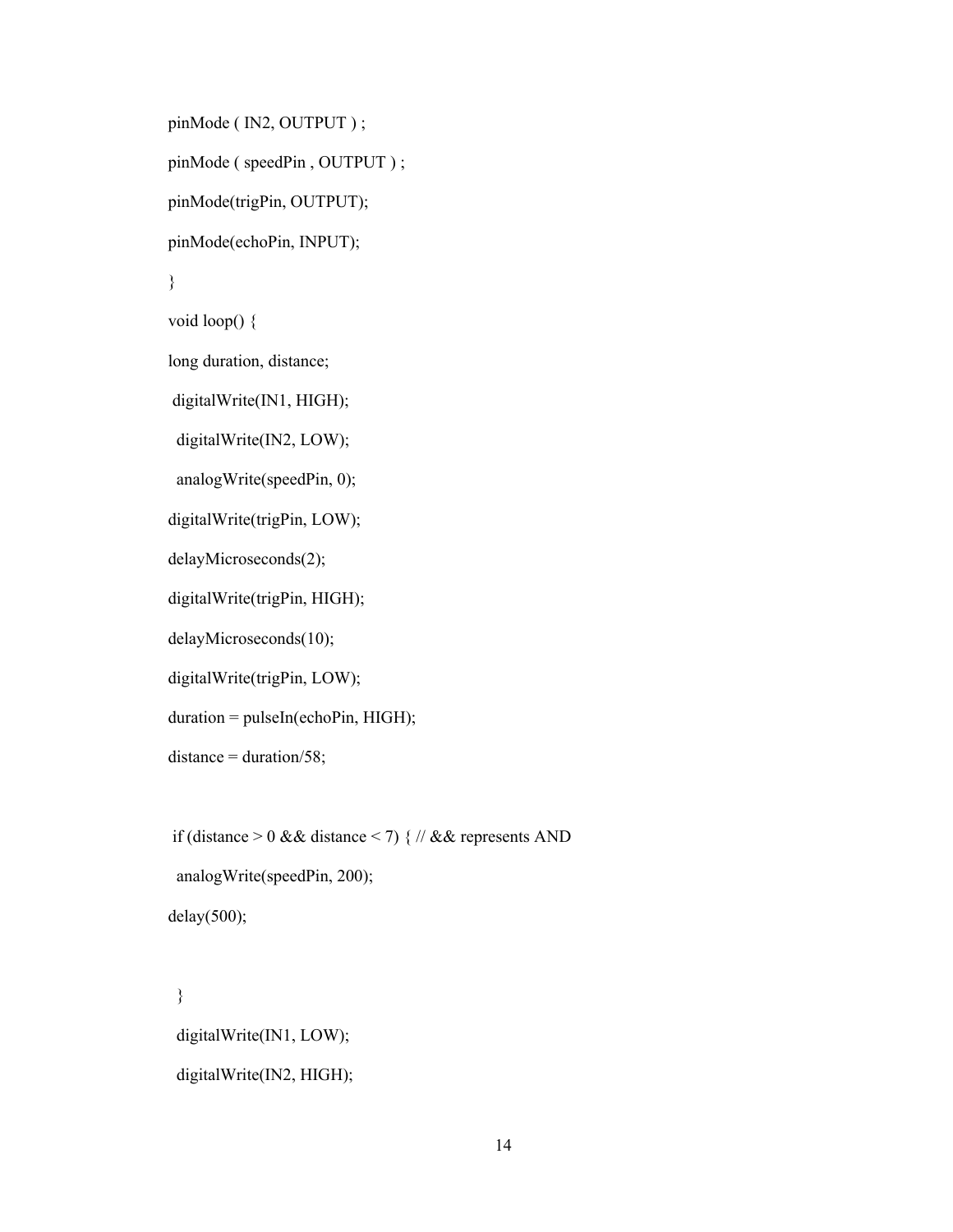```
pinMode ( IN2, OUTPUT ) ;
pinMode ( speedPin , OUTPUT ) ;
pinMode(trigPin, OUTPUT);
pinMode(echoPin, INPUT);
}
void loop() {
long duration, distance;
 digitalWrite(IN1, HIGH);
  digitalWrite(IN2, LOW);
  analogWrite(speedPin, 0);
digitalWrite(trigPin, LOW);
delayMicroseconds(2);
digitalWrite(trigPin, HIGH);
delayMicroseconds(10);
digitalWrite(trigPin, LOW);
duration = pulseIn(echoPin, HIGH);
distance = duration/58;

 if (distance > 0 && distance < 7) { // && represents AND
  analogWrite(speedPin, 200);
delay(500);

  }
  digitalWrite(IN1, LOW);
  digitalWrite(IN2, HIGH);
```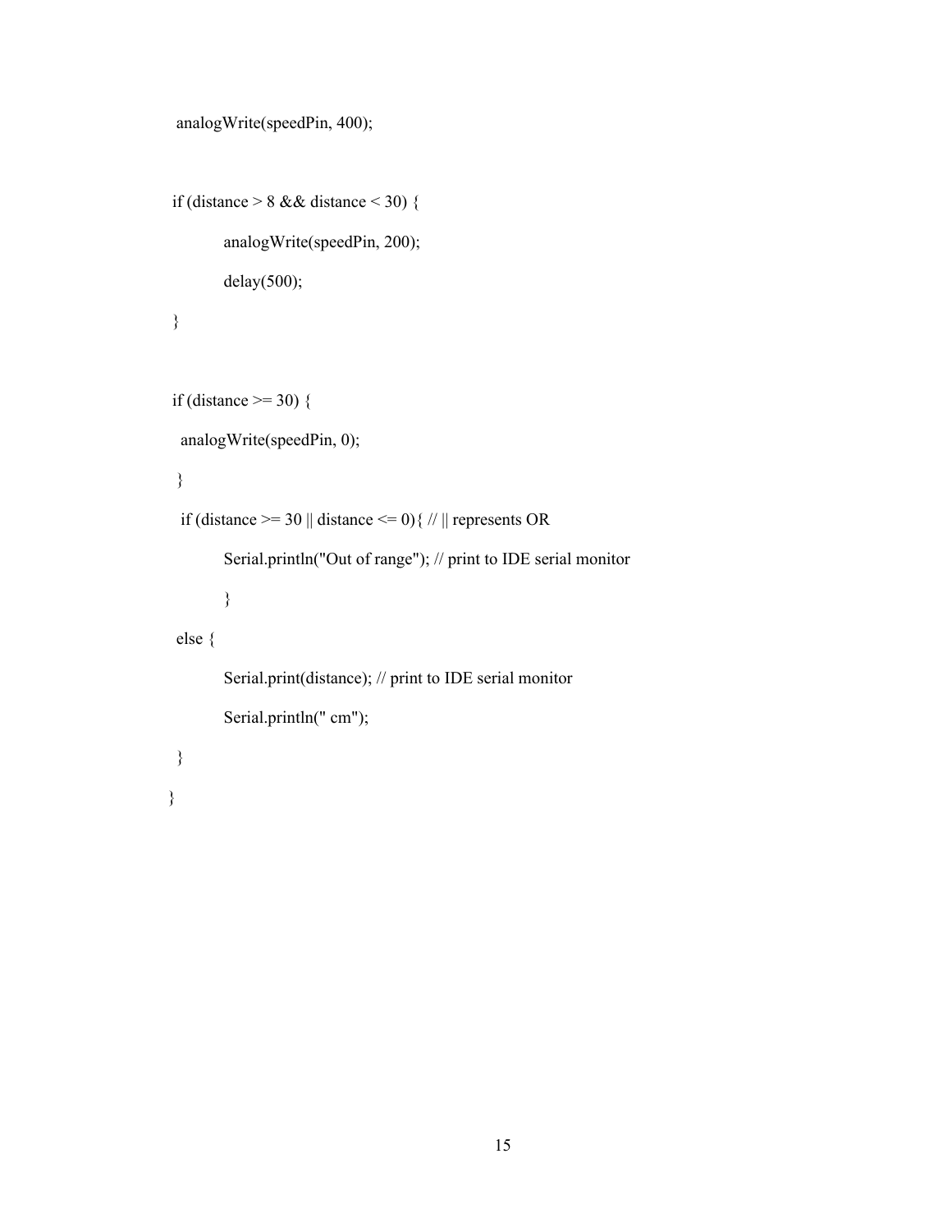```
 analogWrite(speedPin, 400);

 if (distance > 8 && distance < 30) {
        analogWrite(speedPin, 200);
        delay(500);
 }

 if (distance >= 30) {
  analogWrite(speedPin, 0);
  }
  if (distance >= 30 || distance <= 0){ // || represents OR
        Serial.println("Out of range"); // print to IDE serial monitor
        }
 else {
        Serial.print(distance); // print to IDE serial monitor
        Serial.println(" cm");
 }
}
```